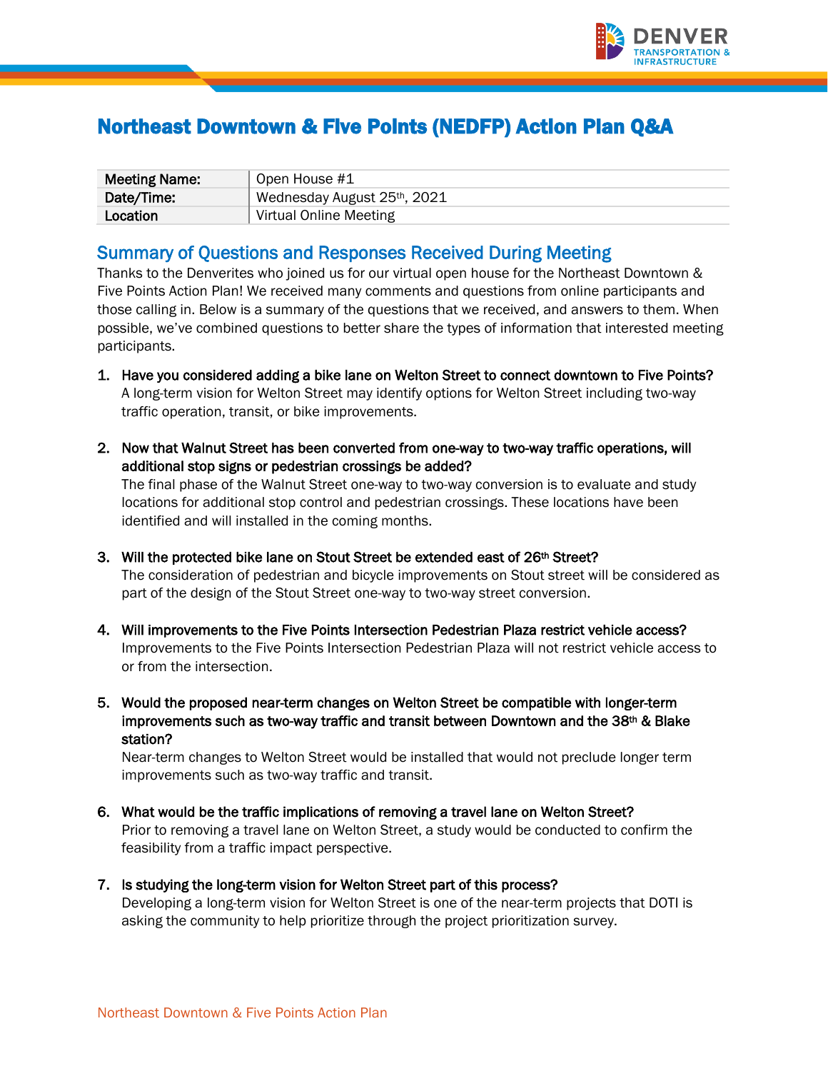# Northeast Downtown & Five Points (NEDFP) Action Plan Q&A

| Meeting Name: | Open House #1 |
|---|---|
| Date/Time: | Wednesday August 25th, 2021 |
| Location | Virtual Online Meeting |

## Summary of Questions and Responses Received During Meeting

Thanks to the Denverites who joined us for our virtual open house for the Northeast Downtown & Five Points Action Plan! We received many comments and questions from online participants and those calling in. Below is a summary of the questions that we received, and answers to them. When possible, we've combined questions to better share the types of information that interested meeting participants.

1. **Have you considered adding a bike lane on Welton Street to connect downtown to Five Points?**
   A long-term vision for Welton Street may identify options for Welton Street including two-way traffic operation, transit, or bike improvements.

2. **Now that Walnut Street has been converted from one-way to two-way traffic operations, will additional stop signs or pedestrian crossings be added?**
   The final phase of the Walnut Street one-way to two-way conversion is to evaluate and study locations for additional stop control and pedestrian crossings. These locations have been identified and will installed in the coming months.

3. **Will the protected bike lane on Stout Street be extended east of 26th Street?**
   The consideration of pedestrian and bicycle improvements on Stout street will be considered as part of the design of the Stout Street one-way to two-way street conversion.

4. **Will improvements to the Five Points Intersection Pedestrian Plaza restrict vehicle access?**
   Improvements to the Five Points Intersection Pedestrian Plaza will not restrict vehicle access to or from the intersection.

5. **Would the proposed near-term changes on Welton Street be compatible with longer-term improvements such as two-way traffic and transit between Downtown and the 38th & Blake station?**
   Near-term changes to Welton Street would be installed that would not preclude longer term improvements such as two-way traffic and transit.

6. **What would be the traffic implications of removing a travel lane on Welton Street?**
   Prior to removing a travel lane on Welton Street, a study would be conducted to confirm the feasibility from a traffic impact perspective.

7. **Is studying the long-term vision for Welton Street part of this process?**
   Developing a long-term vision for Welton Street is one of the near-term projects that DOTI is asking the community to help prioritize through the project prioritization survey.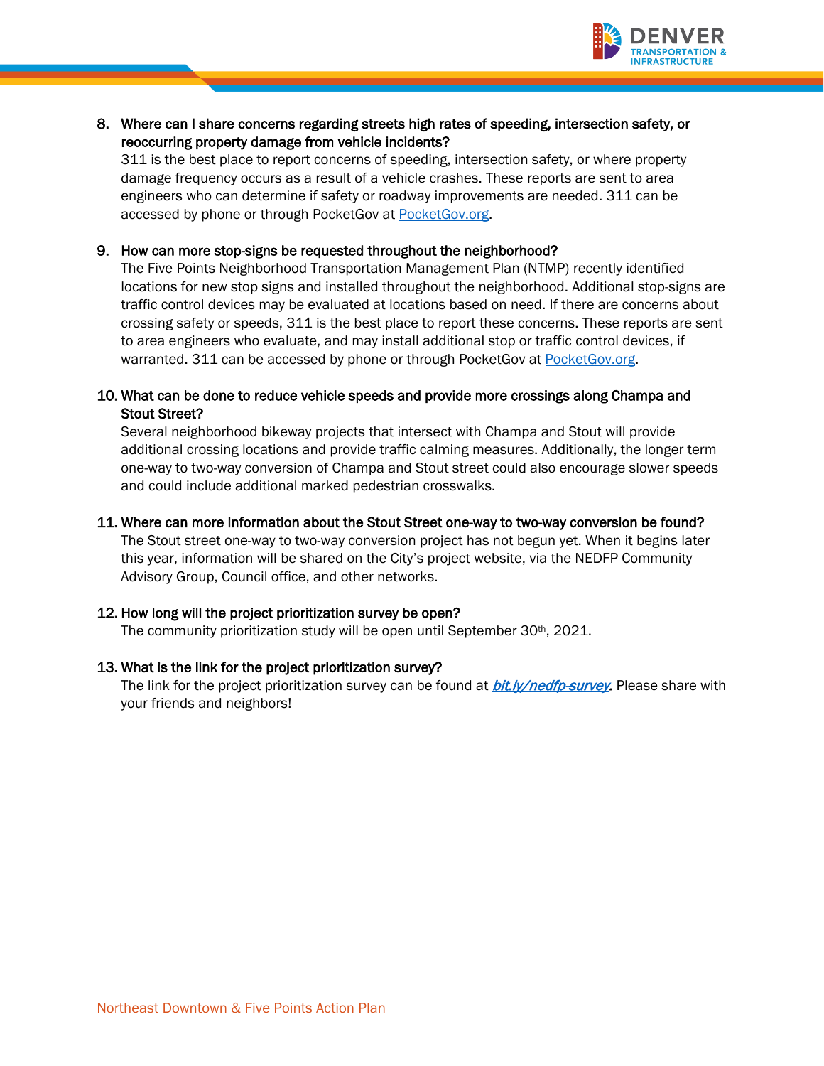8. **Where can I share concerns regarding streets high rates of speeding, intersection safety, or reoccurring property damage from vehicle incidents?**
   311 is the best place to report concerns of speeding, intersection safety, or where property damage frequency occurs as a result of a vehicle crashes. These reports are sent to area engineers who can determine if safety or roadway improvements are needed. 311 can be accessed by phone or through PocketGov at [PocketGov.org](PocketGov.org).

9. **How can more stop-signs be requested throughout the neighborhood?**
   The Five Points Neighborhood Transportation Management Plan (NTMP) recently identified locations for new stop signs and installed throughout the neighborhood. Additional stop-signs are traffic control devices may be evaluated at locations based on need. If there are concerns about crossing safety or speeds, 311 is the best place to report these concerns. These reports are sent to area engineers who evaluate, and may install additional stop or traffic control devices, if warranted. 311 can be accessed by phone or through PocketGov at [PocketGov.org](PocketGov.org).

10. **What can be done to reduce vehicle speeds and provide more crossings along Champa and Stout Street?**
    Several neighborhood bikeway projects that intersect with Champa and Stout will provide additional crossing locations and provide traffic calming measures. Additionally, the longer term one-way to two-way conversion of Champa and Stout street could also encourage slower speeds and could include additional marked pedestrian crosswalks.

11. **Where can more information about the Stout Street one-way to two-way conversion be found?**
    The Stout street one-way to two-way conversion project has not begun yet. When it begins later this year, information will be shared on the City's project website, via the NEDFP Community Advisory Group, Council office, and other networks.

12. **How long will the project prioritization survey be open?**
    The community prioritization study will be open until September 30th, 2021.

13. **What is the link for the project prioritization survey?**
    The link for the project prioritization survey can be found at ***[bit.ly/nedfp-survey](bit.ly/nedfp-survey).*** Please share with your friends and neighbors!